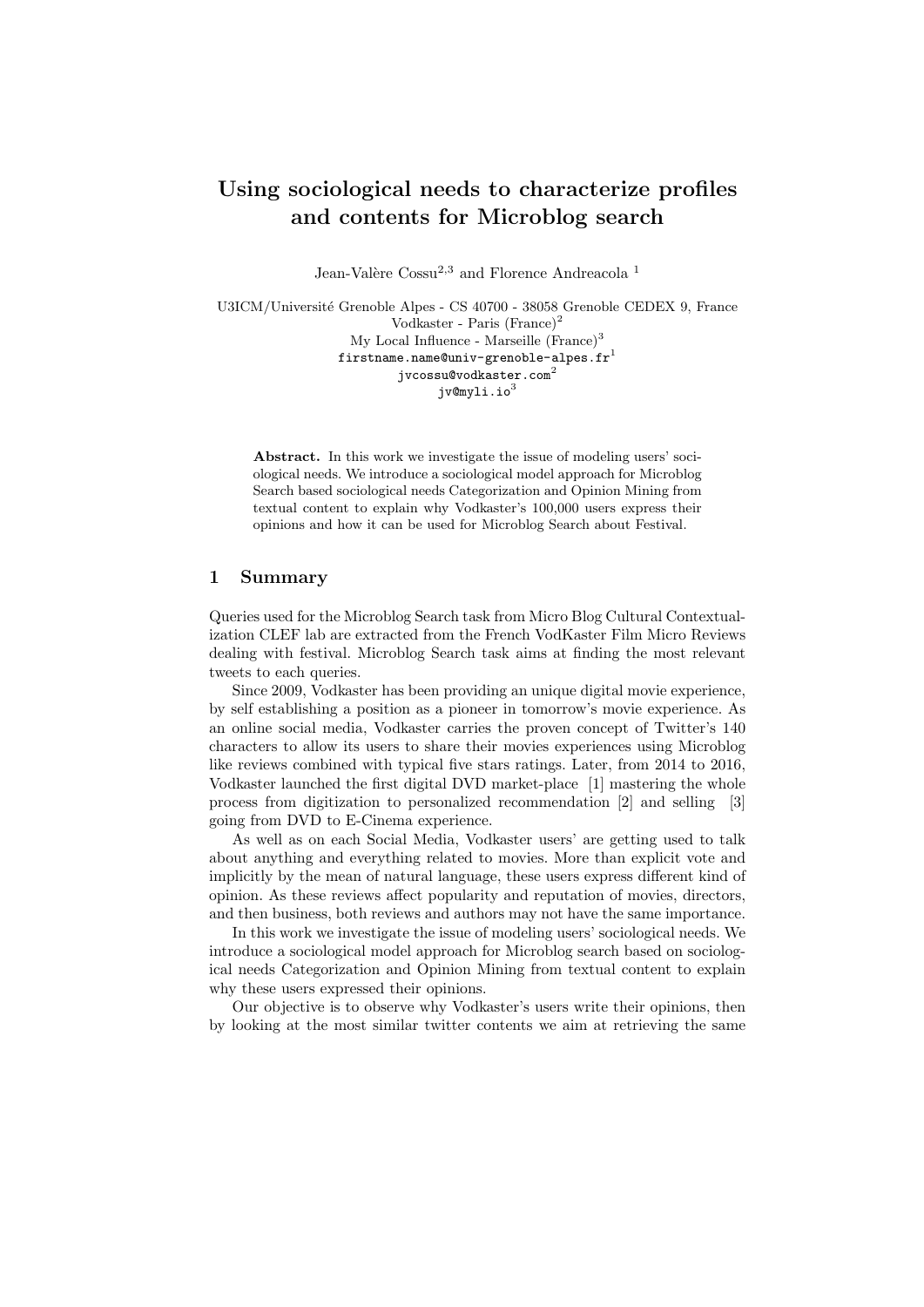# Using sociological needs to characterize profiles and contents for Microblog search

Jean-Valère Cossu[2,3] and Florence Andreacola [1]

U3ICM/Université Grenoble Alpes - CS 40700 - 38058 Grenoble CEDEX 9, France
Vodkaster - Paris (France)[2]
My Local Influence - Marseille (France)[3]
firstname.name@univ-grenoble-alpes.fr[1]
jvcossu@vodkaster.com[2]
jv@myli.io[3]

**Abstract.** In this work we investigate the issue of modeling users' sociological needs. We introduce a sociological model approach for Microblog Search based sociological needs Categorization and Opinion Mining from textual content to explain why Vodkaster's 100,000 users express their opinions and how it can be used for Microblog Search about Festival.

## 1 Summary

Queries used for the Microblog Search task from Micro Blog Cultural Contextualization CLEF lab are extracted from the French VodKaster Film Micro Reviews dealing with festival. Microblog Search task aims at finding the most relevant tweets to each queries.

Since 2009, Vodkaster has been providing an unique digital movie experience, by self establishing a position as a pioneer in tomorrow's movie experience. As an online social media, Vodkaster carries the proven concept of Twitter's 140 characters to allow its users to share their movies experiences using Microblog like reviews combined with typical five stars ratings. Later, from 2014 to 2016, Vodkaster launched the first digital DVD market-place [1] mastering the whole process from digitization to personalized recommendation [2] and selling [3] going from DVD to E-Cinema experience.

As well as on each Social Media, Vodkaster users' are getting used to talk about anything and everything related to movies. More than explicit vote and implicitly by the mean of natural language, these users express different kind of opinion. As these reviews affect popularity and reputation of movies, directors, and then business, both reviews and authors may not have the same importance.

In this work we investigate the issue of modeling users' sociological needs. We introduce a sociological model approach for Microblog search based on sociological needs Categorization and Opinion Mining from textual content to explain why these users expressed their opinions.

Our objective is to observe why Vodkaster's users write their opinions, then by looking at the most similar twitter contents we aim at retrieving the same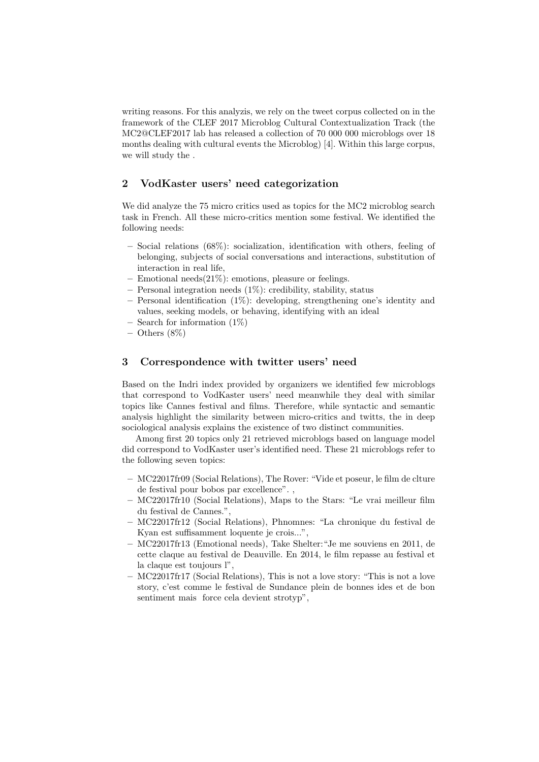writing reasons. For this analyzis, we rely on the tweet corpus collected on in the framework of the CLEF 2017 Microblog Cultural Contextualization Track (the MC2@CLEF2017 lab has released a collection of 70 000 000 microblogs over 18 months dealing with cultural events the Microblog) [4]. Within this large corpus, we will study the .

## 2 VodKaster users' need categorization

We did analyze the 75 micro critics used as topics for the MC2 microblog search task in French. All these micro-critics mention some festival. We identified the following needs:

- Social relations (68%): socialization, identification with others, feeling of belonging, subjects of social conversations and interactions, substitution of interaction in real life,
- Emotional needs(21%): emotions, pleasure or feelings.
- Personal integration needs (1%): credibility, stability, status
- Personal identification (1%): developing, strengthening one's identity and values, seeking models, or behaving, identifying with an ideal
- Search for information (1%)
- Others (8%)

## 3 Correspondence with twitter users' need

Based on the Indri index provided by organizers we identified few microblogs that correspond to VodKaster users' need meanwhile they deal with similar topics like Cannes festival and films. Therefore, while syntactic and semantic analysis highlight the similarity between micro-critics and twitts, the in deep sociological analysis explains the existence of two distinct communities.

Among first 20 topics only 21 retrieved microblogs based on language model did correspond to VodKaster user's identified need. These 21 microblogs refer to the following seven topics:

- MC22017fr09 (Social Relations), The Rover: "Vide et poseur, le film de clture de festival pour bobos par excellence". ,
- MC22017fr10 (Social Relations), Maps to the Stars: "Le vrai meilleur film du festival de Cannes.",
- MC22017fr12 (Social Relations), Phnomnes: "La chronique du festival de Kyan est suffisamment loquente je crois...",
- MC22017fr13 (Emotional needs), Take Shelter:"Je me souviens en 2011, de cette claque au festival de Deauville. En 2014, le film repasse au festival et la claque est toujours l",
- MC22017fr17 (Social Relations), This is not a love story: "This is not a love story, c'est comme le festival de Sundance plein de bonnes ides et de bon sentiment mais force cela devient strotyp",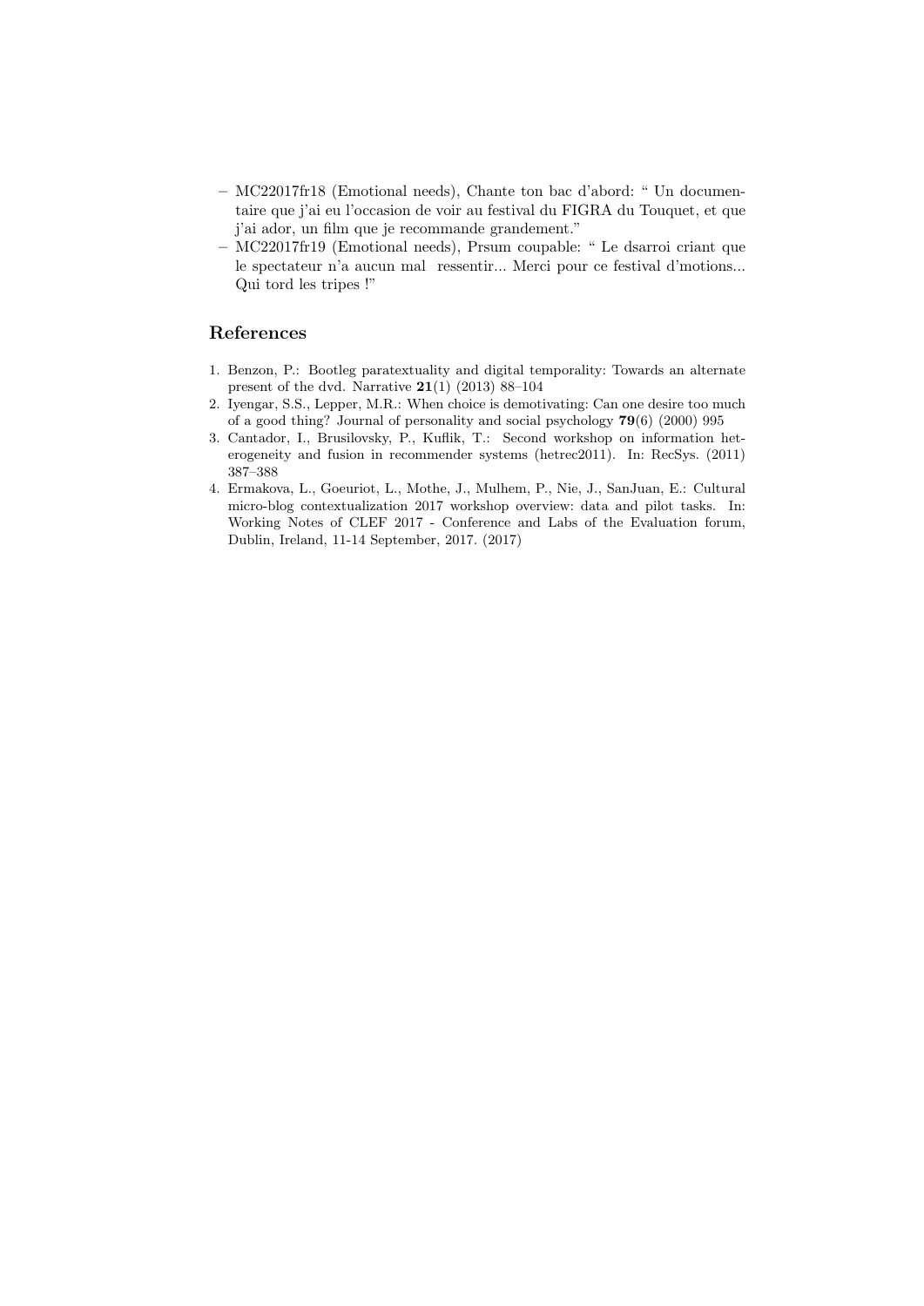– MC22017fr18 (Emotional needs), Chante ton bac d'abord: " Un documentaire que j'ai eu l'occasion de voir au festival du FIGRA du Touquet, et que j'ai ador, un film que je recommande grandement."
– MC22017fr19 (Emotional needs), Prsum coupable: " Le dsarroi criant que le spectateur n'a aucun mal ressentir... Merci pour ce festival d'motions... Qui tord les tripes !"

## References

1. Benzon, P.: Bootleg paratextuality and digital temporality: Towards an alternate present of the dvd. Narrative **21**(1) (2013) 88–104
2. Iyengar, S.S., Lepper, M.R.: When choice is demotivating: Can one desire too much of a good thing? Journal of personality and social psychology **79**(6) (2000) 995
3. Cantador, I., Brusilovsky, P., Kuflik, T.: Second workshop on information heterogeneity and fusion in recommender systems (hetrec2011). In: RecSys. (2011) 387–388
4. Ermakova, L., Goeuriot, L., Mothe, J., Mulhem, P., Nie, J., SanJuan, E.: Cultural micro-blog contextualization 2017 workshop overview: data and pilot tasks. In: Working Notes of CLEF 2017 - Conference and Labs of the Evaluation forum, Dublin, Ireland, 11-14 September, 2017. (2017)